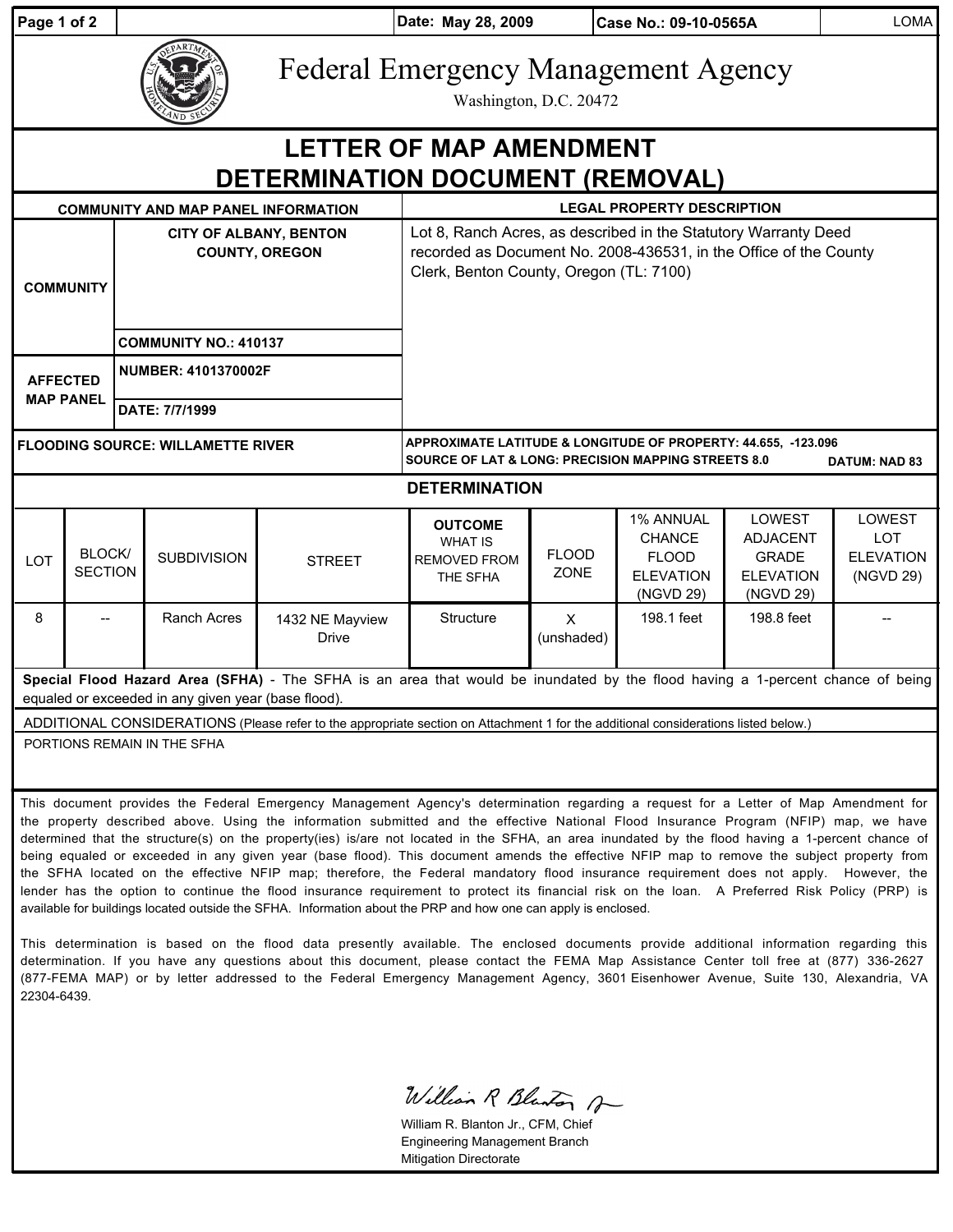| Date: May 28, 2009 | Case No.: 09-10-0565A | LOMA |
|---|---|---|

# Federal Emergency Management Agency

Washington, D.C. 20472

# LETTER OF MAP AMENDMENT DETERMINATION DOCUMENT (REMOVAL)

| COMMUNITY AND MAP PANEL INFORMATION | | LEGAL PROPERTY DESCRIPTION |
|---|---|---|
| COMMUNITY | CITY OF ALBANY, BENTON COUNTY, OREGON | Lot 8, Ranch Acres, as described in the Statutory Warranty Deed recorded as Document No. 2008-436531, in the Office of the County Clerk, Benton County, Oregon (TL: 7100) |
| | COMMUNITY NO.: 410137 | |
| AFFECTED MAP PANEL | NUMBER: 4101370002F | |
| | DATE: 7/7/1999 | |
| FLOODING SOURCE: WILLAMETTE RIVER | | APPROXIMATE LATITUDE & LONGITUDE OF PROPERTY: 44.655, -123.096<br>SOURCE OF LAT & LONG: PRECISION MAPPING STREETS 8.0 DATUM: NAD 83 |

## DETERMINATION

| LOT | BLOCK/ SECTION | SUBDIVISION | STREET | OUTCOME WHAT IS REMOVED FROM THE SFHA | FLOOD ZONE | 1% ANNUAL CHANCE FLOOD ELEVATION (NGVD 29) | LOWEST ADJACENT GRADE ELEVATION (NGVD 29) | LOWEST LOT ELEVATION (NGVD 29) |
|---|---|---|---|---|---|---|---|---|
| 8 | -- | Ranch Acres | 1432 NE Mayview Drive | Structure | X (unshaded) | 198.1 feet | 198.8 feet | -- |

**Special Flood Hazard Area (SFHA)** - The SFHA is an area that would be inundated by the flood having a 1-percent chance of being equaled or exceeded in any given year (base flood).

ADDITIONAL CONSIDERATIONS (Please refer to the appropriate section on Attachment 1 for the additional considerations listed below.)

PORTIONS REMAIN IN THE SFHA

This document provides the Federal Emergency Management Agency's determination regarding a request for a Letter of Map Amendment for the property described above. Using the information submitted and the effective National Flood Insurance Program (NFIP) map, we have determined that the structure(s) on the property(ies) is/are not located in the SFHA, an area inundated by the flood having a 1-percent chance of being equaled or exceeded in any given year (base flood). This document amends the effective NFIP map to remove the subject property from the SFHA located on the effective NFIP map; therefore, the Federal mandatory flood insurance requirement does not apply. However, the lender has the option to continue the flood insurance requirement to protect its financial risk on the loan. A Preferred Risk Policy (PRP) is available for buildings located outside the SFHA. Information about the PRP and how one can apply is enclosed.

This determination is based on the flood data presently available. The enclosed documents provide additional information regarding this determination. If you have any questions about this document, please contact the FEMA Map Assistance Center toll free at (877) 336-2627 (877-FEMA MAP) or by letter addressed to the Federal Emergency Management Agency, 3601 Eisenhower Avenue, Suite 130, Alexandria, VA 22304-6439.

William R. Blanton Jr., CFM, Chief
Engineering Management Branch
Mitigation Directorate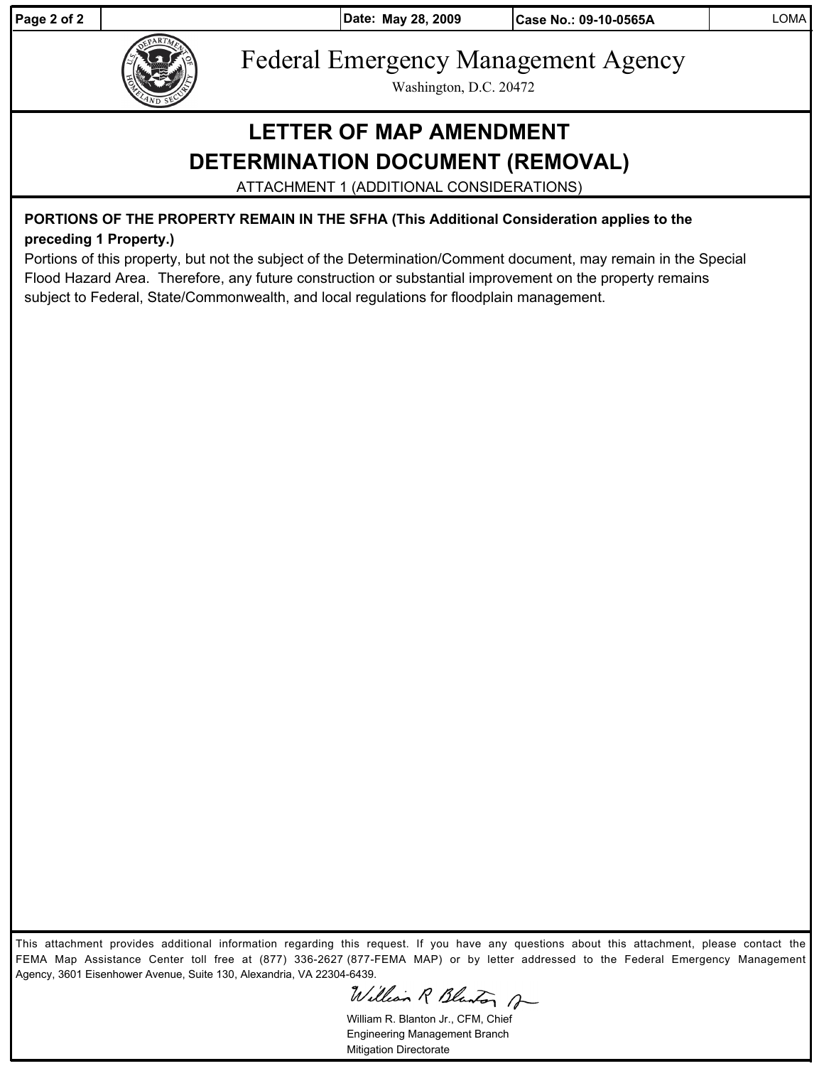| Date: May 28, 2009 | Case No.: 09-10-0565A | LOMA |
| --- | --- | --- |

# Federal Emergency Management Agency

Washington, D.C. 20472

## LETTER OF MAP AMENDMENT DETERMINATION DOCUMENT (REMOVAL)

ATTACHMENT 1 (ADDITIONAL CONSIDERATIONS)

**PORTIONS OF THE PROPERTY REMAIN IN THE SFHA (This Additional Consideration applies to the preceding 1 Property.)**

Portions of this property, but not the subject of the Determination/Comment document, may remain in the Special Flood Hazard Area. Therefore, any future construction or substantial improvement on the property remains subject to Federal, State/Commonwealth, and local regulations for floodplain management.

This attachment provides additional information regarding this request. If you have any questions about this attachment, please contact the FEMA Map Assistance Center toll free at (877) 336-2627 (877-FEMA MAP) or by letter addressed to the Federal Emergency Management Agency, 3601 Eisenhower Avenue, Suite 130, Alexandria, VA 22304-6439.

William R. Blanton Jr., CFM, Chief
Engineering Management Branch
Mitigation Directorate